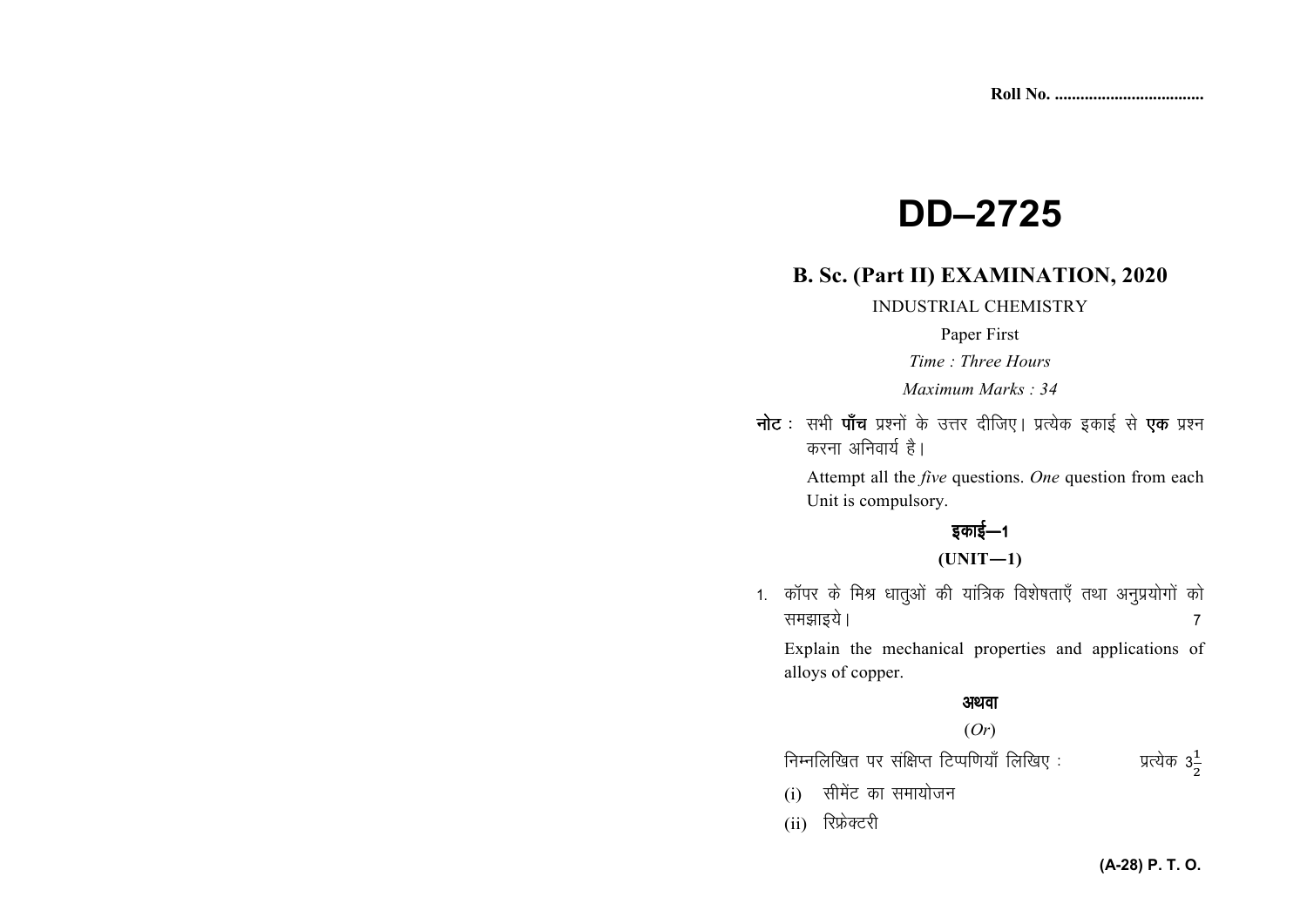Roll No. ...................................

# DD–2725

## B. Sc. (Part II) EXAMINATION, 2020

INDUSTRIAL CHEMISTRY

Paper First

*Time : Three Hours*

*Maximum Marks : 34*

**नोट** : सभी **पाँच** प्रश्नों के उत्तर दीजिए। प्रत्येक इकाई से **एक** प्रश्न करना अनिवार्य है।

Attempt all the *five* questions. *One* question from each Unit is compulsory.

### इकाई—1

### (UNIT—1)

1. कॉपर के मिश्र धातुओं की यांत्रिक विशेषताएँ तथा अनुप्रयोगों को समझाइये। 7

   Explain the mechanical properties and applications of alloys of copper.

**अथवा**

(*Or*)

निम्नलिखित पर संक्षिप्त टिप्पणियाँ लिखिए : प्रत्येक $3\frac{1}{2}$

(i) सीमेंट का समायोजन

(ii) रिफ्रेक्टरी

(A-28) P. T. O.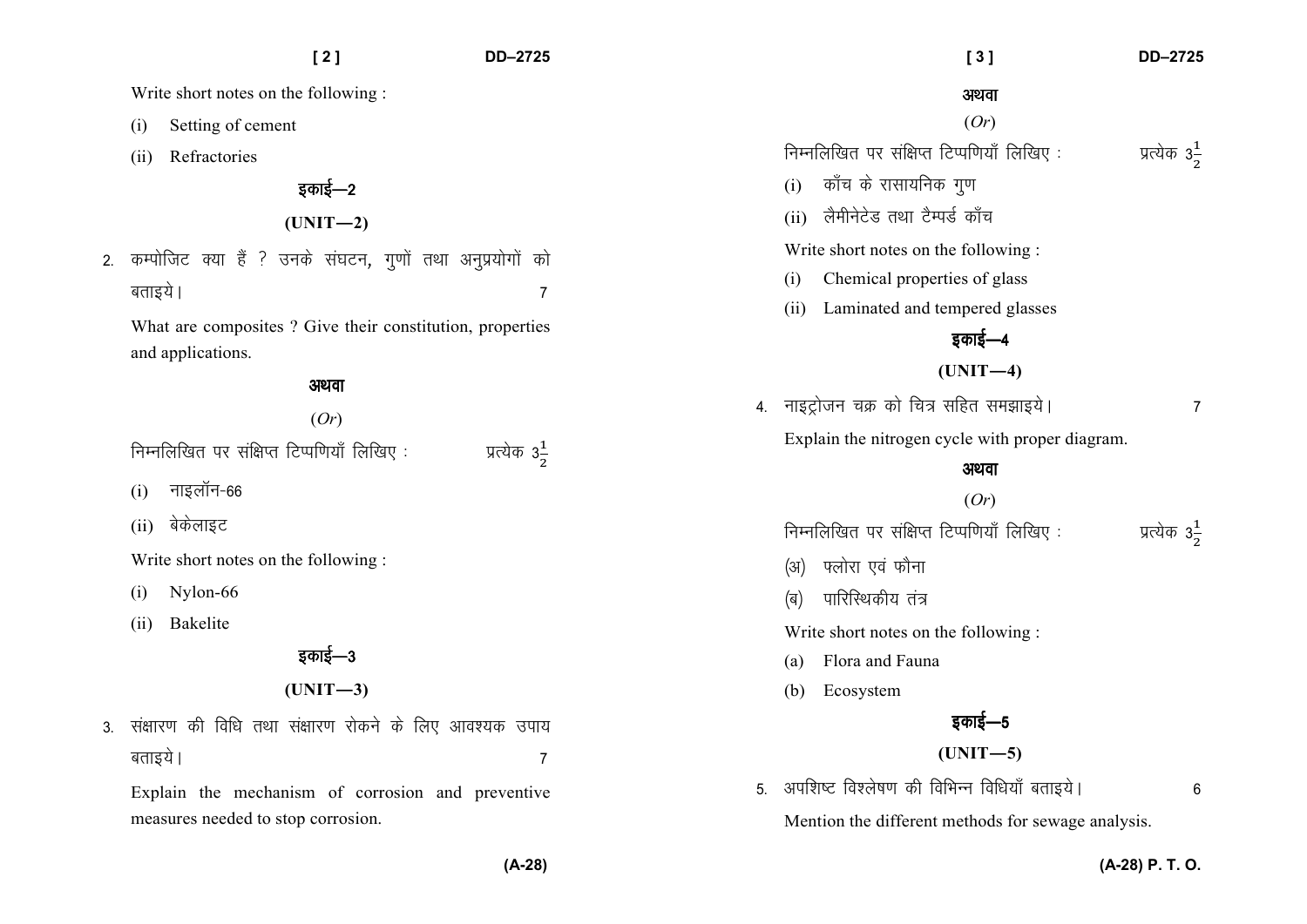Write short notes on the following :

(i) Setting of cement

(ii) Refractories

## इकाई—2

## (UNIT—2)

2. कम्पोजिट क्या हैं ? उनके संघटन, गुणों तथा अनुप्रयोगों को बताइये। 7

What are composites ? Give their constitution, properties and applications.

अथवा

(*Or*)

निम्नलिखित पर संक्षिप्त टिप्पणियाँ लिखिए : प्रत्येक $3\frac{1}{2}$

(i) नाइलॉन-66

(ii) बेकेलाइट

Write short notes on the following :

(i) Nylon-66

(ii) Bakelite

## इकाई—3

## (UNIT—3)

3. संक्षारण की विधि तथा संक्षारण रोकने के लिए आवश्यक उपाय बताइये। 7

Explain the mechanism of corrosion and preventive measures needed to stop corrosion.

अथवा

(*Or*)

निम्नलिखित पर संक्षिप्त टिप्पणियाँ लिखिए : प्रत्येक $3\frac{1}{2}$

(i) काँच के रासायनिक गुण

(ii) लैमीनेटेड तथा टैम्पर्ड काँच

Write short notes on the following :

(i) Chemical properties of glass

(ii) Laminated and tempered glasses

## इकाई—4

## (UNIT—4)

4. नाइट्रोजन चक्र को चित्र सहित समझाइये। 7

Explain the nitrogen cycle with proper diagram.

अथवा

(*Or*)

निम्नलिखित पर संक्षिप्त टिप्पणियाँ लिखिए : प्रत्येक $3\frac{1}{2}$

(अ) फ्लोरा एवं फौना

(ब) पारिस्थिकीय तंत्र

Write short notes on the following :

(a) Flora and Fauna

(b) Ecosystem

## इकाई—5

## (UNIT—5)

5. अपशिष्ट विश्लेषण की विभिन्न विधियाँ बताइये। 6

Mention the different methods for sewage analysis.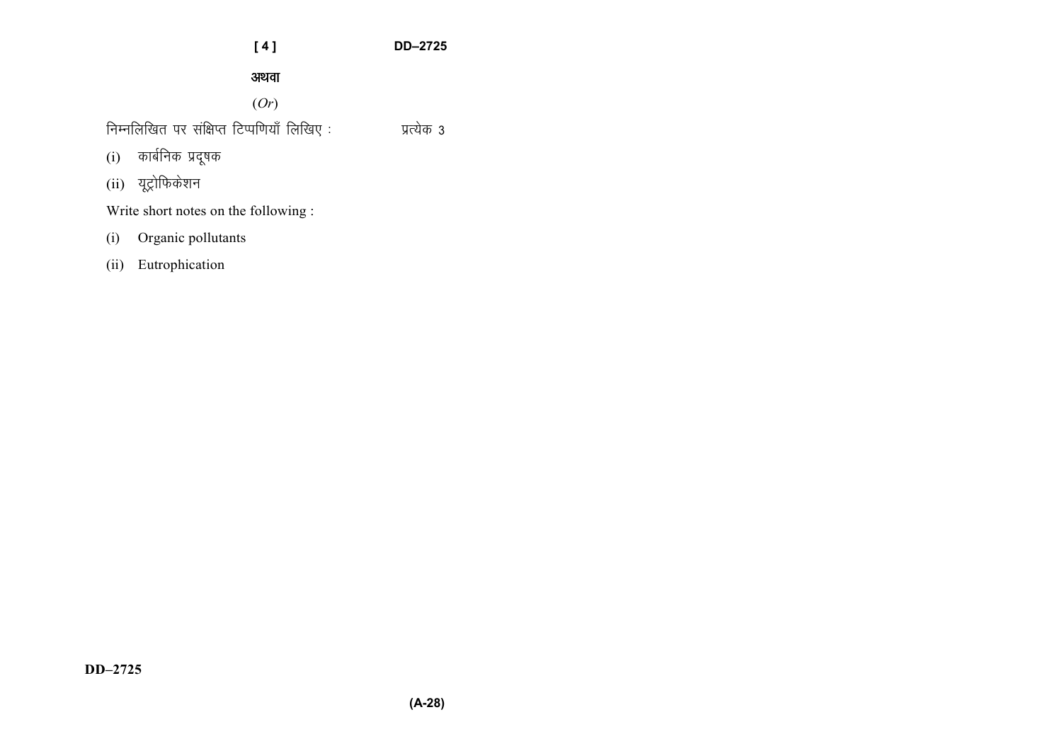अथवा

(*Or*)

निम्नलिखित पर संक्षिप्त टिप्पणियाँ लिखिए : प्रत्येक 3

(i) कार्बनिक प्रदूषक

(ii) यूट्रोफिकेशन

Write short notes on the following :

(i) Organic pollutants

(ii) Eutrophication